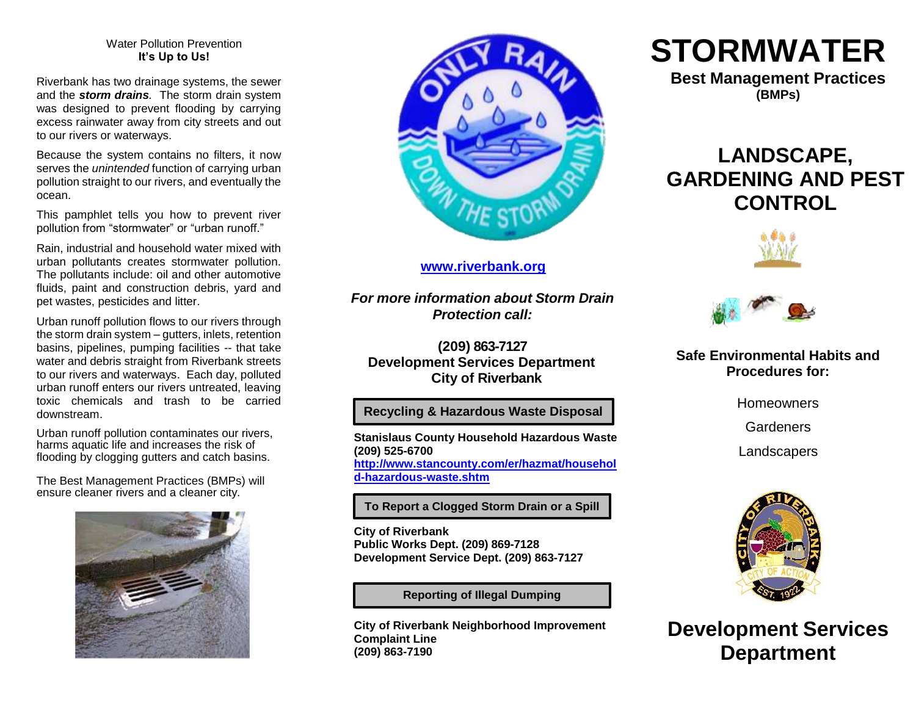Water Pollution Prevention
**It's Up to Us!**

Riverbank has two drainage systems, the sewer and the ***storm drains***. The storm drain system was designed to prevent flooding by carrying excess rainwater away from city streets and out to our rivers or waterways.

Because the system contains no filters, it now serves the *unintended* function of carrying urban pollution straight to our rivers, and eventually the ocean.

This pamphlet tells you how to prevent river pollution from "stormwater" or "urban runoff."

Rain, industrial and household water mixed with urban pollutants creates stormwater pollution. The pollutants include: oil and other automotive fluids, paint and construction debris, yard and pet wastes, pesticides and litter.

Urban runoff pollution flows to our rivers through the storm drain system – gutters, inlets, retention basins, pipelines, pumping facilities -- that take water and debris straight from Riverbank streets to our rivers and waterways. Each day, polluted urban runoff enters our rivers untreated, leaving toxic chemicals and trash to be carried downstream.

Urban runoff pollution contaminates our rivers, harms aquatic life and increases the risk of flooding by clogging gutters and catch basins.

The Best Management Practices (BMPs) will ensure cleaner rivers and a cleaner city.

ONLY RAIN DOWN THE STORM DRAIN

**www.riverbank.org**

***For more information about Storm Drain Protection call:***

**(209) 863-7127**
**Development Services Department**
**City of Riverbank**

**Recycling & Hazardous Waste Disposal**

**Stanislaus County Household Hazardous Waste**
**(209) 525-6700**
**http://www.stancounty.com/er/hazmat/household-hazardous-waste.shtm**

**To Report a Clogged Storm Drain or a Spill**

**City of Riverbank**
**Public Works Dept. (209) 869-7128**
**Development Service Dept. (209) 863-7127**

**Reporting of Illegal Dumping**

**City of Riverbank Neighborhood Improvement Complaint Line**
**(209) 863-7190**

# STORMWATER

**Best Management Practices**
**(BMPs)**

## LANDSCAPE, GARDENING AND PEST CONTROL

**Safe Environmental Habits and Procedures for:**

Homeowners

Gardeners

Landscapers

CITY OF RIVERBANK
CITY OF ACTION
EST. 1922

## Development Services Department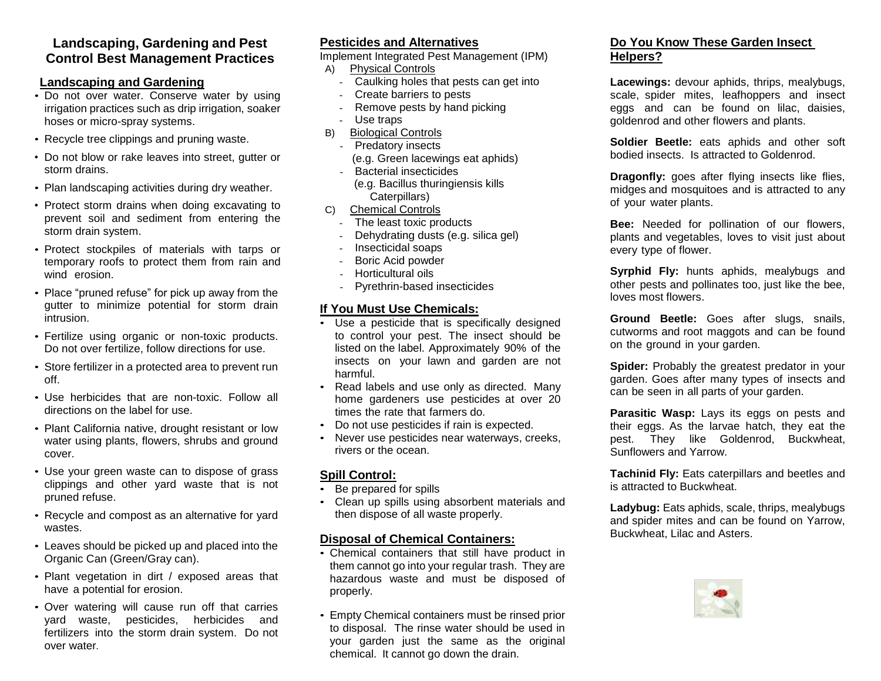## Landscaping, Gardening and Pest Control Best Management Practices

### Landscaping and Gardening

- Do not over water. Conserve water by using irrigation practices such as drip irrigation, soaker hoses or micro-spray systems.
- Recycle tree clippings and pruning waste.
- Do not blow or rake leaves into street, gutter or storm drains.
- Plan landscaping activities during dry weather.
- Protect storm drains when doing excavating to prevent soil and sediment from entering the storm drain system.
- Protect stockpiles of materials with tarps or temporary roofs to protect them from rain and wind erosion.
- Place "pruned refuse" for pick up away from the gutter to minimize potential for storm drain intrusion.
- Fertilize using organic or non-toxic products. Do not over fertilize, follow directions for use.
- Store fertilizer in a protected area to prevent run off.
- Use herbicides that are non-toxic. Follow all directions on the label for use.
- Plant California native, drought resistant or low water using plants, flowers, shrubs and ground cover.
- Use your green waste can to dispose of grass clippings and other yard waste that is not pruned refuse.
- Recycle and compost as an alternative for yard wastes.
- Leaves should be picked up and placed into the Organic Can (Green/Gray can).
- Plant vegetation in dirt / exposed areas that have a potential for erosion.
- Over watering will cause run off that carries yard waste, pesticides, herbicides and fertilizers into the storm drain system. Do not over water.

### Pesticides and Alternatives

Implement Integrated Pest Management (IPM)

A) Physical Controls
- Caulking holes that pests can get into
- Create barriers to pests
- Remove pests by hand picking
- Use traps

B) Biological Controls
- Predatory insects (e.g. Green lacewings eat aphids)
- Bacterial insecticides (e.g. Bacillus thuringiensis kills Caterpillars)

C) Chemical Controls
- The least toxic products
- Dehydrating dusts (e.g. silica gel)
- Insecticidal soaps
- Boric Acid powder
- Horticultural oils
- Pyrethrin-based insecticides

### If You Must Use Chemicals:

- Use a pesticide that is specifically designed to control your pest. The insect should be listed on the label. Approximately 90% of the insects on your lawn and garden are not harmful.
- Read labels and use only as directed. Many home gardeners use pesticides at over 20 times the rate that farmers do.
- Do not use pesticides if rain is expected.
- Never use pesticides near waterways, creeks, rivers or the ocean.

### Spill Control:

- Be prepared for spills
- Clean up spills using absorbent materials and then dispose of all waste properly.

### Disposal of Chemical Containers:

- Chemical containers that still have product in them cannot go into your regular trash. They are hazardous waste and must be disposed of properly.
- Empty Chemical containers must be rinsed prior to disposal. The rinse water should be used in your garden just the same as the original chemical. It cannot go down the drain.

### Do You Know These Garden Insect Helpers?

**Lacewings:** devour aphids, thrips, mealybugs, scale, spider mites, leafhoppers and insect eggs and can be found on lilac, daisies, goldenrod and other flowers and plants.

**Soldier Beetle:** eats aphids and other soft bodied insects. Is attracted to Goldenrod.

**Dragonfly:** goes after flying insects like flies, midges and mosquitoes and is attracted to any of your water plants.

**Bee:** Needed for pollination of our flowers, plants and vegetables, loves to visit just about every type of flower.

**Syrphid Fly:** hunts aphids, mealybugs and other pests and pollinates too, just like the bee, loves most flowers.

**Ground Beetle:** Goes after slugs, snails, cutworms and root maggots and can be found on the ground in your garden.

**Spider:** Probably the greatest predator in your garden. Goes after many types of insects and can be seen in all parts of your garden.

**Parasitic Wasp:** Lays its eggs on pests and their eggs. As the larvae hatch, they eat the pest. They like Goldenrod, Buckwheat, Sunflowers and Yarrow.

**Tachinid Fly:** Eats caterpillars and beetles and is attracted to Buckwheat.

**Ladybug:** Eats aphids, scale, thrips, mealybugs and spider mites and can be found on Yarrow, Buckwheat, Lilac and Asters.